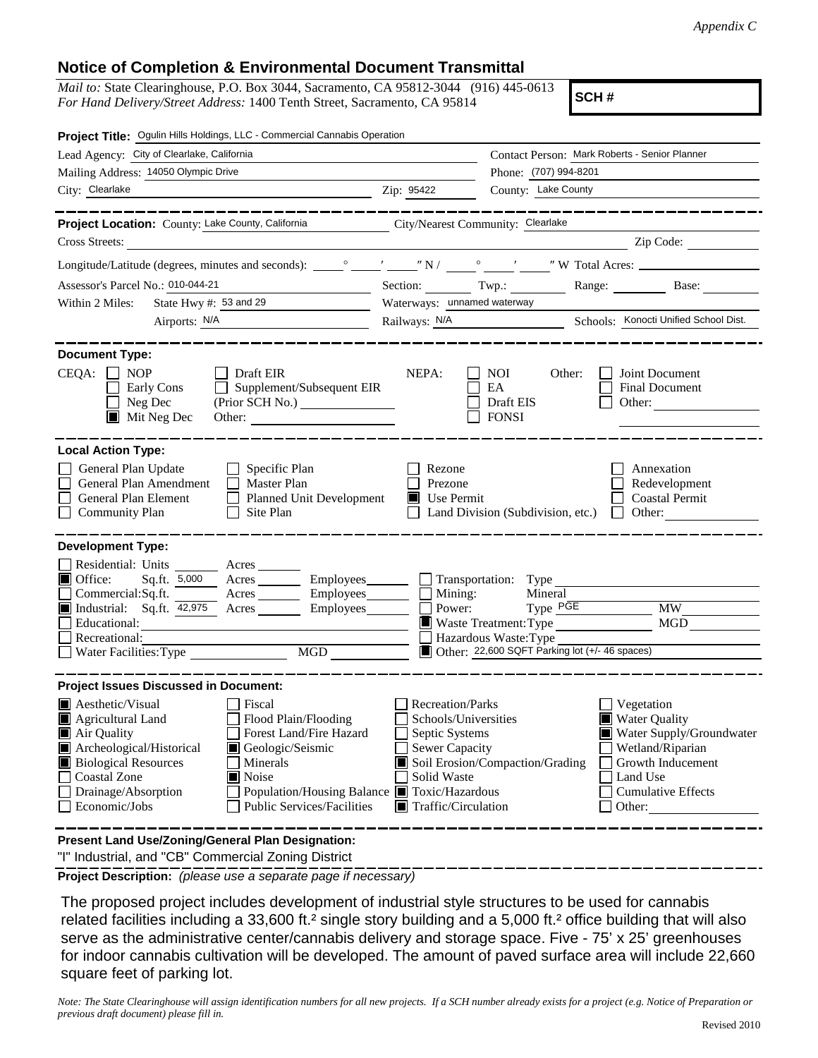*Appendix C*

## Notice of Completion & Environmental Document Transmittal

*Mail to:* State Clearinghouse, P.O. Box 3044, Sacramento, CA 95812-3044 (916) 445-0613
*For Hand Delivery/Street Address:* 1400 Tenth Street, Sacramento, CA 95814

**SCH #**

**Project Title:** Ogulin Hills Holdings, LLC - Commercial Cannabis Operation

Lead Agency: City of Clearlake, California
Contact Person: Mark Roberts - Senior Planner
Mailing Address: 14050 Olympic Drive
Phone: (707) 994-8201
City: Clearlake Zip: 95422 County: Lake County

---

**Project Location:** County: Lake County, California City/Nearest Community: Clearlake
Cross Streets: Zip Code:
Longitude/Latitude (degrees, minutes and seconds): ___° ___′ ___″ N / ___° ___′ ___″ W Total Acres:
Assessor's Parcel No.: 010-044-21 Section: Twp.: Range: Base:
Within 2 Miles: State Hwy #: 53 and 29 Waterways: unnamed waterway
Airports: N/A Railways: N/A Schools: Konocti Unified School Dist.

---

**Document Type:**

CEQA: ☐ NOP ☐ Draft EIR ☐ Early Cons ☐ Supplement/Subsequent EIR ☐ Neg Dec (Prior SCH No.) ☒ Mit Neg Dec Other:
NEPA: ☐ NOI ☐ EA ☐ Draft EIS ☐ FONSI
Other: ☐ Joint Document ☐ Final Document ☐ Other:

---

**Local Action Type:**

☐ General Plan Update ☐ Specific Plan ☐ Rezone ☐ Annexation
☐ General Plan Amendment ☐ Master Plan ☐ Prezone ☐ Redevelopment
☐ General Plan Element ☐ Planned Unit Development ☒ Use Permit ☐ Coastal Permit
☐ Community Plan ☐ Site Plan ☐ Land Division (Subdivision, etc.) ☐ Other:

---

**Development Type:**

☐ Residential: Units Acres
☒ Office: Sq.ft. 5,000 Acres Employees
☐ Commercial: Sq.ft. Acres Employees
☒ Industrial: Sq.ft. 42,975 Acres Employees
☐ Educational:
☐ Recreational:
☐ Water Facilities: Type MGD
☐ Transportation: Type
☐ Mining: Mineral
☐ Power: Type PGE MW
☒ Waste Treatment: Type MGD
☐ Hazardous Waste: Type
☒ Other: 22,600 SQFT Parking lot (+/- 46 spaces)

---

**Project Issues Discussed in Document:**

☒ Aesthetic/Visual ☐ Fiscal ☐ Recreation/Parks ☐ Vegetation
☒ Agricultural Land ☐ Flood Plain/Flooding ☐ Schools/Universities ☒ Water Quality
☒ Air Quality ☐ Forest Land/Fire Hazard ☐ Septic Systems ☒ Water Supply/Groundwater
☒ Archeological/Historical ☒ Geologic/Seismic ☐ Sewer Capacity ☐ Wetland/Riparian
☒ Biological Resources ☐ Minerals ☒ Soil Erosion/Compaction/Grading ☐ Growth Inducement
☐ Coastal Zone ☒ Noise ☐ Solid Waste ☐ Land Use
☐ Drainage/Absorption ☐ Population/Housing Balance ☒ Toxic/Hazardous ☐ Cumulative Effects
☐ Economic/Jobs ☐ Public Services/Facilities ☒ Traffic/Circulation ☐ Other:

---

**Present Land Use/Zoning/General Plan Designation:**

"I" Industrial, and "CB" Commercial Zoning District

**Project Description:** *(please use a separate page if necessary)*

The proposed project includes development of industrial style structures to be used for cannabis related facilities including a 33,600 ft.² single story building and a 5,000 ft.² office building that will also serve as the administrative center/cannabis delivery and storage space. Five - 75' x 25' greenhouses for indoor cannabis cultivation will be developed. The amount of paved surface area will include 22,660 square feet of parking lot.

*Note: The State Clearinghouse will assign identification numbers for all new projects. If a SCH number already exists for a project (e.g. Notice of Preparation or previous draft document) please fill in.*

Revised 2010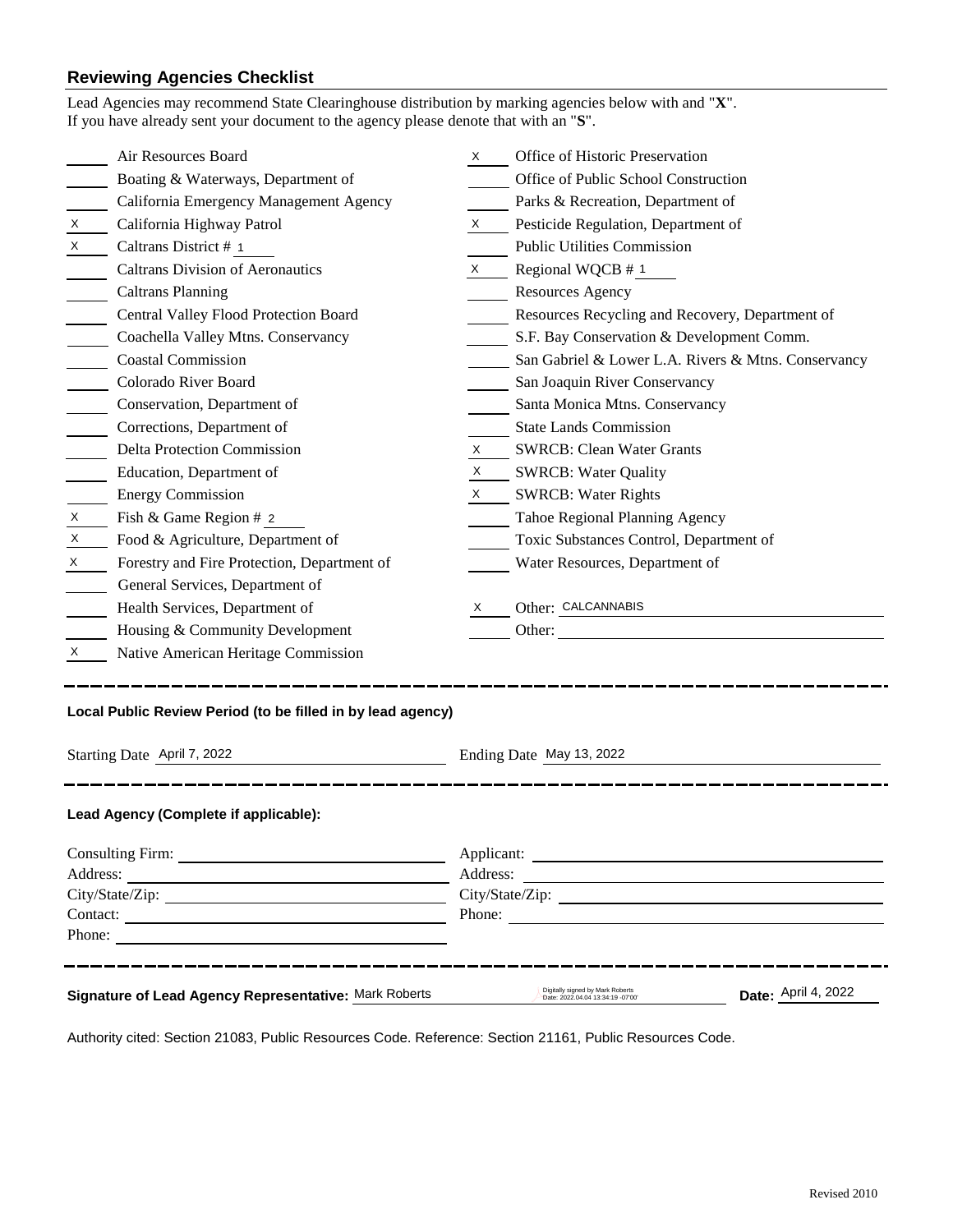## Reviewing Agencies Checklist

Lead Agencies may recommend State Clearinghouse distribution by marking agencies below with and "**X**".
If you have already sent your document to the agency please denote that with an "**S**".

| | | | |
|---|---|---|---|
| | Air Resources Board | X | Office of Historic Preservation |
| | Boating & Waterways, Department of | | Office of Public School Construction |
| | California Emergency Management Agency | | Parks & Recreation, Department of |
| X | California Highway Patrol | X | Pesticide Regulation, Department of |
| X | Caltrans District # 1 | | Public Utilities Commission |
| | Caltrans Division of Aeronautics | X | Regional WQCB # 1 |
| | Caltrans Planning | | Resources Agency |
| | Central Valley Flood Protection Board | | Resources Recycling and Recovery, Department of |
| | Coachella Valley Mtns. Conservancy | | S.F. Bay Conservation & Development Comm. |
| | Coastal Commission | | San Gabriel & Lower L.A. Rivers & Mtns. Conservancy |
| | Colorado River Board | | San Joaquin River Conservancy |
| | Conservation, Department of | | Santa Monica Mtns. Conservancy |
| | Corrections, Department of | | State Lands Commission |
| | Delta Protection Commission | X | SWRCB: Clean Water Grants |
| | Education, Department of | X | SWRCB: Water Quality |
| | Energy Commission | X | SWRCB: Water Rights |
| X | Fish & Game Region # 2 | | Tahoe Regional Planning Agency |
| X | Food & Agriculture, Department of | | Toxic Substances Control, Department of |
| X | Forestry and Fire Protection, Department of | | Water Resources, Department of |
| | General Services, Department of | | |
| | Health Services, Department of | X | Other: CALCANNABIS |
| | Housing & Community Development | | Other: |
| X | Native American Heritage Commission | | |

**Local Public Review Period (to be filled in by lead agency)**

Starting Date April 7, 2022 Ending Date May 13, 2022

**Lead Agency (Complete if applicable):**

| | |
|---|---|
| Consulting Firm: | Applicant: |
| Address: | Address: |
| City/State/Zip: | City/State/Zip: |
| Contact: | Phone: |
| Phone: | |

**Signature of Lead Agency Representative:** Mark Roberts Digitally signed by Mark Roberts Date: 2022.04.04 13:34:19 -07'00' **Date:** April 4, 2022

Authority cited: Section 21083, Public Resources Code. Reference: Section 21161, Public Resources Code.

Revised 2010